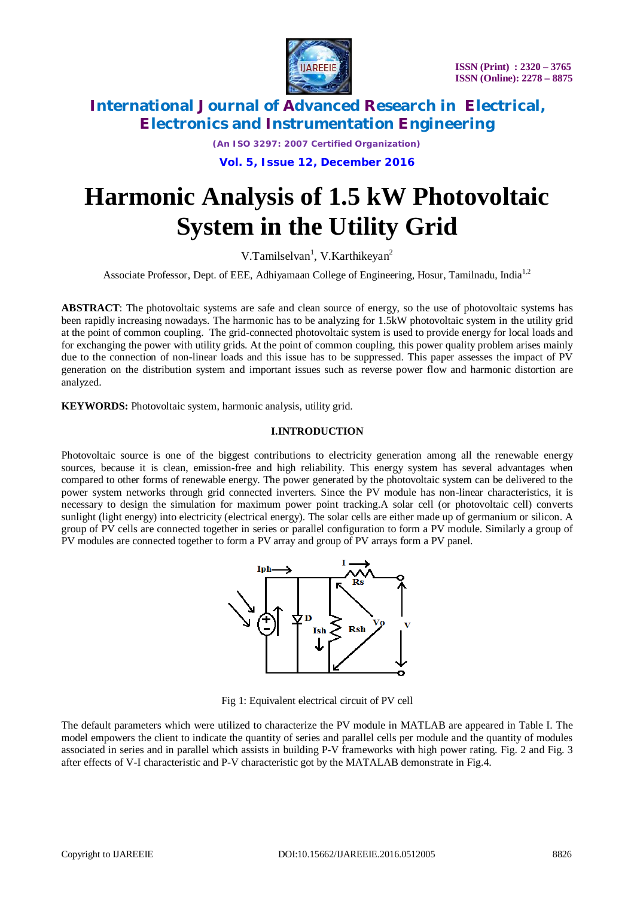# Harmonic Analysis of 1.5 kW Photovoltaic System in the Utility Grid

V.Tamilselvan[1], V.Karthikeyan[2]

Associate Professor, Dept. of EEE, Adhiyamaan College of Engineering, Hosur, Tamilnadu, India[1,2]

**ABSTRACT**: The photovoltaic systems are safe and clean source of energy, so the use of photovoltaic systems has been rapidly increasing nowadays. The harmonic has to be analyzing for 1.5kW photovoltaic system in the utility grid at the point of common coupling. The grid-connected photovoltaic system is used to provide energy for local loads and for exchanging the power with utility grids. At the point of common coupling, this power quality problem arises mainly due to the connection of non-linear loads and this issue has to be suppressed. This paper assesses the impact of PV generation on the distribution system and important issues such as reverse power flow and harmonic distortion are analyzed.

**KEYWORDS:** Photovoltaic system, harmonic analysis, utility grid.

## I.INTRODUCTION

Photovoltaic source is one of the biggest contributions to electricity generation among all the renewable energy sources, because it is clean, emission-free and high reliability. This energy system has several advantages when compared to other forms of renewable energy. The power generated by the photovoltaic system can be delivered to the power system networks through grid connected inverters. Since the PV module has non-linear characteristics, it is necessary to design the simulation for maximum power point tracking.A solar cell (or photovoltaic cell) converts sunlight (light energy) into electricity (electrical energy). The solar cells are either made up of germanium or silicon. A group of PV cells are connected together in series or parallel configuration to form a PV module. Similarly a group of PV modules are connected together to form a PV array and group of PV arrays form a PV panel.

Fig 1: Equivalent electrical circuit of PV cell

The default parameters which were utilized to characterize the PV module in MATLAB are appeared in Table I. The model empowers the client to indicate the quantity of series and parallel cells per module and the quantity of modules associated in series and in parallel which assists in building P-V frameworks with high power rating. Fig. 2 and Fig. 3 after effects of V-I characteristic and P-V characteristic got by the MATALAB demonstrate in Fig.4.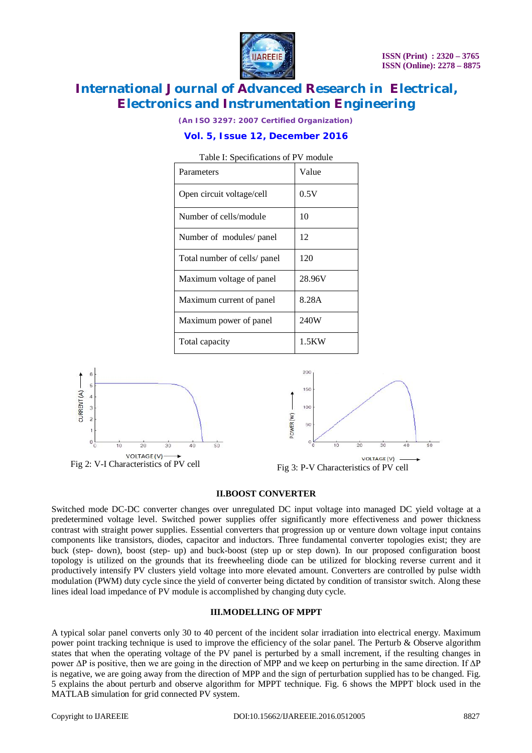Table I: Specifications of PV module

| Parameters | Value |
|---|---|
| Open circuit voltage/cell | 0.5V |
| Number of cells/module | 10 |
| Number of modules/ panel | 12 |
| Total number of cells/ panel | 120 |
| Maximum voltage of panel | 28.96V |
| Maximum current of panel | 8.28A |
| Maximum power of panel | 240W |
| Total capacity | 1.5KW |

Fig 2: V-I Characteristics of PV cell

Fig 3: P-V Characteristics of PV cell

## II.BOOST CONVERTER

Switched mode DC-DC converter changes over unregulated DC input voltage into managed DC yield voltage at a predetermined voltage level. Switched power supplies offer significantly more effectiveness and power thickness contrast with straight power supplies. Essential converters that progression up or venture down voltage input contains components like transistors, diodes, capacitor and inductors. Three fundamental converter topologies exist; they are buck (step- down), boost (step- up) and buck-boost (step up or step down). In our proposed configuration boost topology is utilized on the grounds that its freewheeling diode can be utilized for blocking reverse current and it productively intensify PV clusters yield voltage into more elevated amount. Converters are controlled by pulse width modulation (PWM) duty cycle since the yield of converter being dictated by condition of transistor switch. Along these lines ideal load impedance of PV module is accomplished by changing duty cycle.

## III.MODELLING OF MPPT

A typical solar panel converts only 30 to 40 percent of the incident solar irradiation into electrical energy. Maximum power point tracking technique is used to improve the efficiency of the solar panel. The Perturb & Observe algorithm states that when the operating voltage of the PV panel is perturbed by a small increment, if the resulting changes in power $\Delta P$ is positive, then we are going in the direction of MPP and we keep on perturbing in the same direction. If $\Delta P$ is negative, we are going away from the direction of MPP and the sign of perturbation supplied has to be changed. Fig. 5 explains the about perturb and observe algorithm for MPPT technique. Fig. 6 shows the MPPT block used in the MATLAB simulation for grid connected PV system.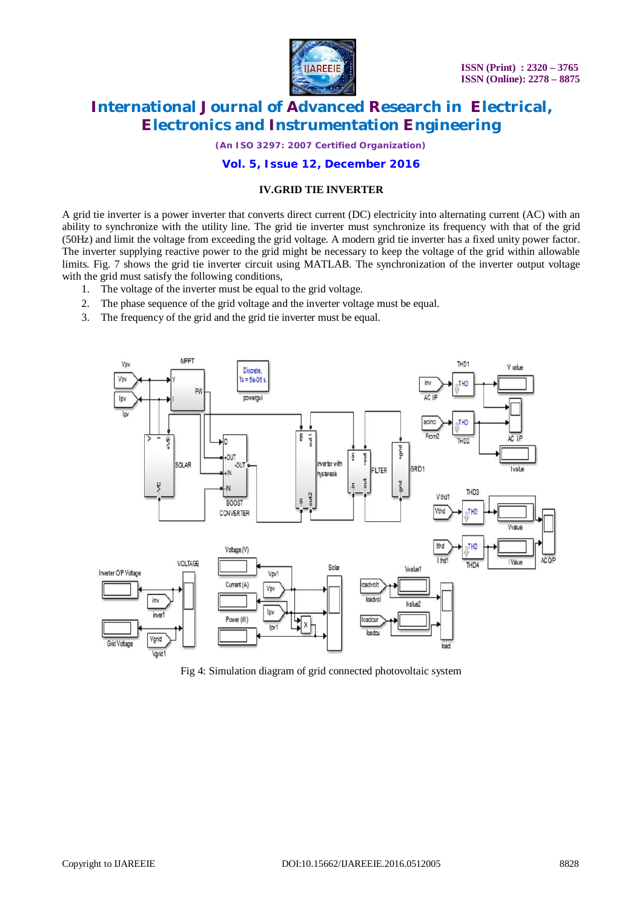## IV.GRID TIE INVERTER

A grid tie inverter is a power inverter that converts direct current (DC) electricity into alternating current (AC) with an ability to synchronize with the utility line. The grid tie inverter must synchronize its frequency with that of the grid (50Hz) and limit the voltage from exceeding the grid voltage. A modern grid tie inverter has a fixed unity power factor. The inverter supplying reactive power to the grid might be necessary to keep the voltage of the grid within allowable limits. Fig. 7 shows the grid tie inverter circuit using MATLAB. The synchronization of the inverter output voltage with the grid must satisfy the following conditions,

1. The voltage of the inverter must be equal to the grid voltage.
2. The phase sequence of the grid voltage and the inverter voltage must be equal.
3. The frequency of the grid and the grid tie inverter must be equal.

Fig 4: Simulation diagram of grid connected photovoltaic system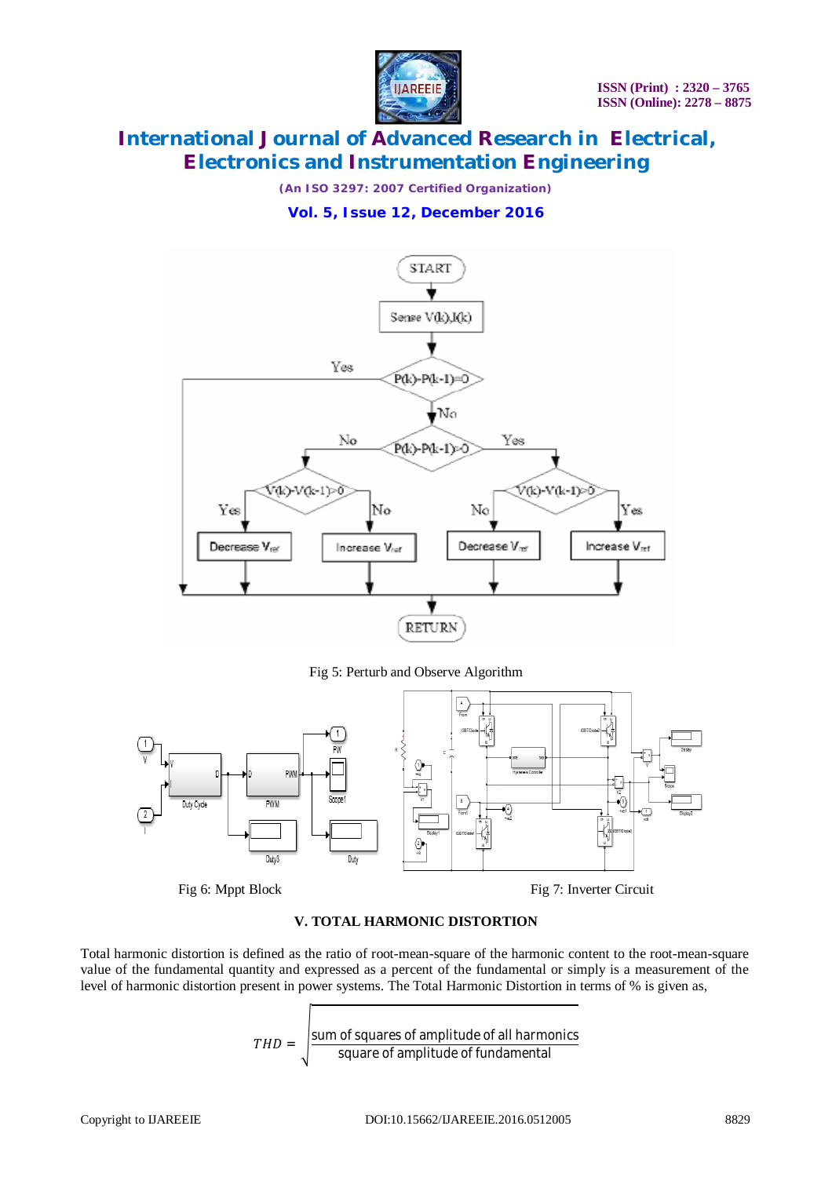Fig 5: Perturb and Observe Algorithm

Fig 6: Mppt Block

Fig 7: Inverter Circuit

## V. TOTAL HARMONIC DISTORTION

Total harmonic distortion is defined as the ratio of root-mean-square of the harmonic content to the root-mean-square value of the fundamental quantity and expressed as a percent of the fundamental or simply is a measurement of the level of harmonic distortion present in power systems. The Total Harmonic Distortion in terms of % is given as,

$$THD = \sqrt{\frac{\text{sum of squares of amplitude of all harmonics}}{\text{square of amplitude of fundamental}}}$$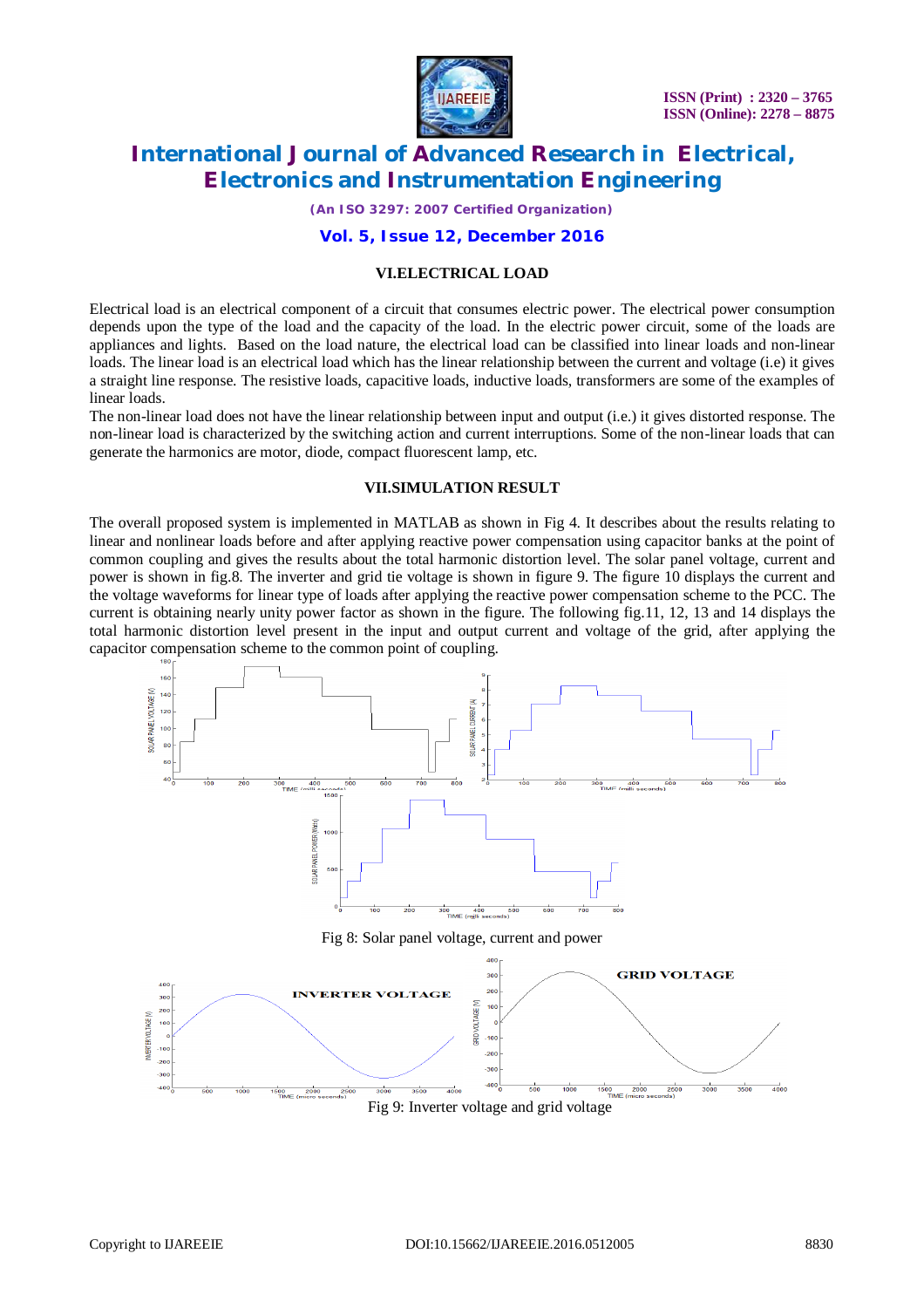## VI.ELECTRICAL LOAD

Electrical load is an electrical component of a circuit that consumes electric power. The electrical power consumption depends upon the type of the load and the capacity of the load. In the electric power circuit, some of the loads are appliances and lights. Based on the load nature, the electrical load can be classified into linear loads and non-linear loads. The linear load is an electrical load which has the linear relationship between the current and voltage (i.e) it gives a straight line response. The resistive loads, capacitive loads, inductive loads, transformers are some of the examples of linear loads.

The non-linear load does not have the linear relationship between input and output (i.e.) it gives distorted response. The non-linear load is characterized by the switching action and current interruptions. Some of the non-linear loads that can generate the harmonics are motor, diode, compact fluorescent lamp, etc.

## VII.SIMULATION RESULT

The overall proposed system is implemented in MATLAB as shown in Fig 4. It describes about the results relating to linear and nonlinear loads before and after applying reactive power compensation using capacitor banks at the point of common coupling and gives the results about the total harmonic distortion level. The solar panel voltage, current and power is shown in fig.8. The inverter and grid tie voltage is shown in figure 9. The figure 10 displays the current and the voltage waveforms for linear type of loads after applying the reactive power compensation scheme to the PCC. The current is obtaining nearly unity power factor as shown in the figure. The following fig.11, 12, 13 and 14 displays the total harmonic distortion level present in the input and output current and voltage of the grid, after applying the capacitor compensation scheme to the common point of coupling.

Fig 8: Solar panel voltage, current and power

Fig 9: Inverter voltage and grid voltage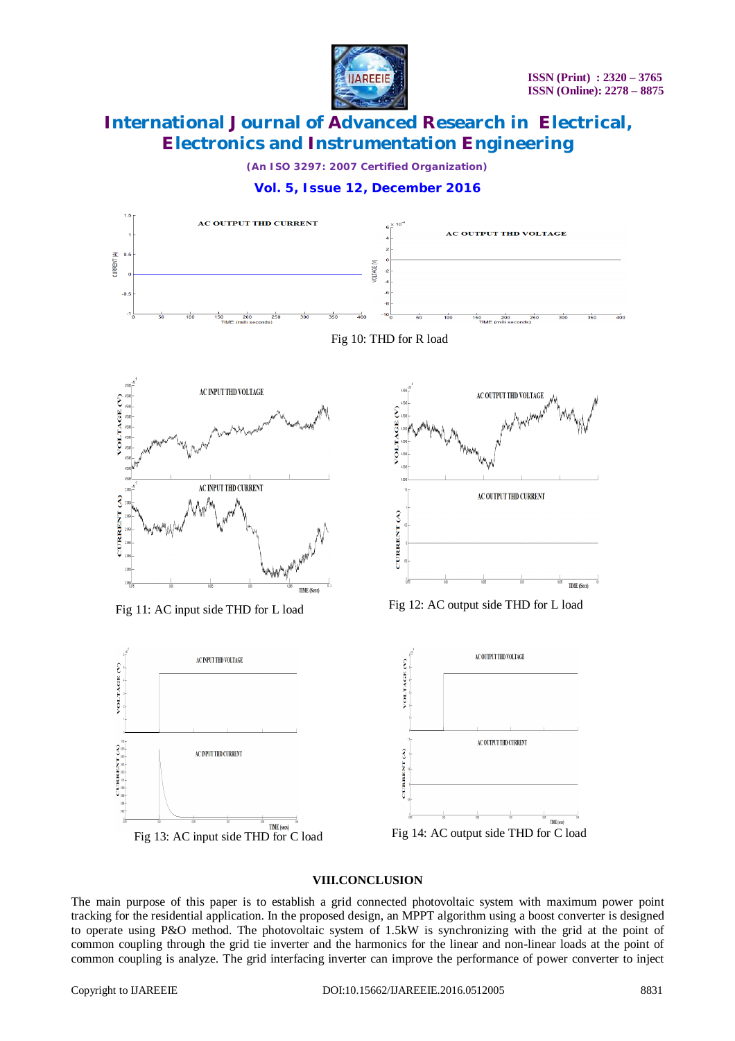Fig 10: THD for R load

Fig 11: AC input side THD for L load

Fig 12: AC output side THD for L load

Fig 13: AC input side THD for C load

Fig 14: AC output side THD for C load

## VIII.CONCLUSION

The main purpose of this paper is to establish a grid connected photovoltaic system with maximum power point tracking for the residential application. In the proposed design, an MPPT algorithm using a boost converter is designed to operate using P&O method. The photovoltaic system of 1.5kW is synchronizing with the grid at the point of common coupling through the grid tie inverter and the harmonics for the linear and non-linear loads at the point of common coupling is analyze. The grid interfacing inverter can improve the performance of power converter to inject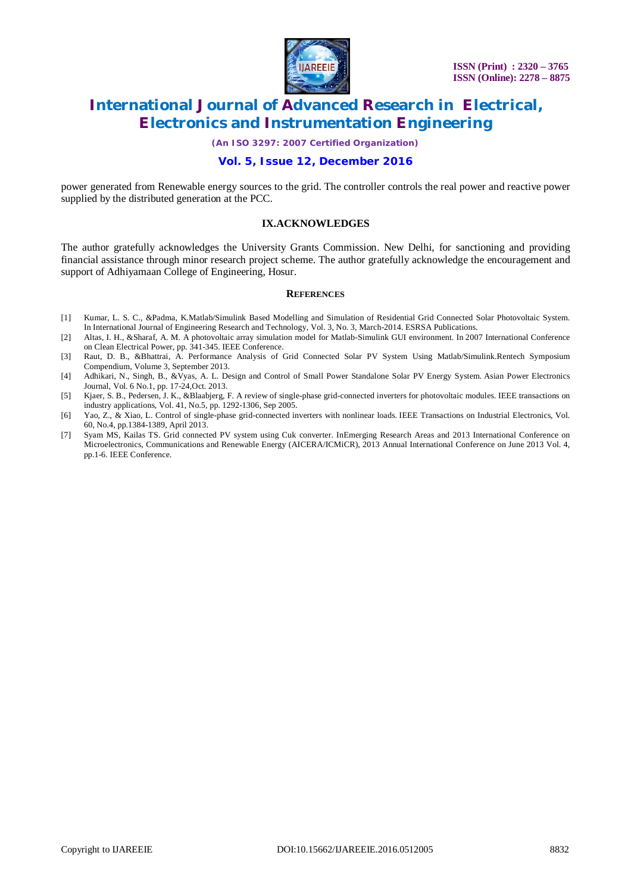power generated from Renewable energy sources to the grid. The controller controls the real power and reactive power supplied by the distributed generation at the PCC.

## IX.ACKNOWLEDGES

The author gratefully acknowledges the University Grants Commission. New Delhi, for sanctioning and providing financial assistance through minor research project scheme. The author gratefully acknowledge the encouragement and support of Adhiyamaan College of Engineering, Hosur.

## REFERENCES

[1] Kumar, L. S. C., &Padma, K.Matlab/Simulink Based Modelling and Simulation of Residential Grid Connected Solar Photovoltaic System. In International Journal of Engineering Research and Technology, Vol. 3, No. 3, March-2014. ESRSA Publications.

[2] Altas, I. H., &Sharaf, A. M. A photovoltaic array simulation model for Matlab-Simulink GUI environment. In 2007 International Conference on Clean Electrical Power, pp. 341-345. IEEE Conference.

[3] Raut, D. B., &Bhattrai, A. Performance Analysis of Grid Connected Solar PV System Using Matlab/Simulink.Rentech Symposium Compendium, Volume 3, September 2013.

[4] Adhikari, N., Singh, B., &Vyas, A. L. Design and Control of Small Power Standalone Solar PV Energy System. Asian Power Electronics Journal, Vol. 6 No.1, pp. 17-24,Oct. 2013.

[5] Kjaer, S. B., Pedersen, J. K., &Blaabjerg, F. A review of single-phase grid-connected inverters for photovoltaic modules. IEEE transactions on industry applications, Vol. 41, No.5, pp. 1292-1306, Sep 2005.

[6] Yao, Z., & Xiao, L. Control of single-phase grid-connected inverters with nonlinear loads. IEEE Transactions on Industrial Electronics, Vol. 60, No.4, pp.1384-1389, April 2013.

[7] Syam MS, Kailas TS. Grid connected PV system using Cuk converter. InEmerging Research Areas and 2013 International Conference on Microelectronics, Communications and Renewable Energy (AICERA/ICMiCR), 2013 Annual International Conference on June 2013 Vol. 4, pp.1-6. IEEE Conference.